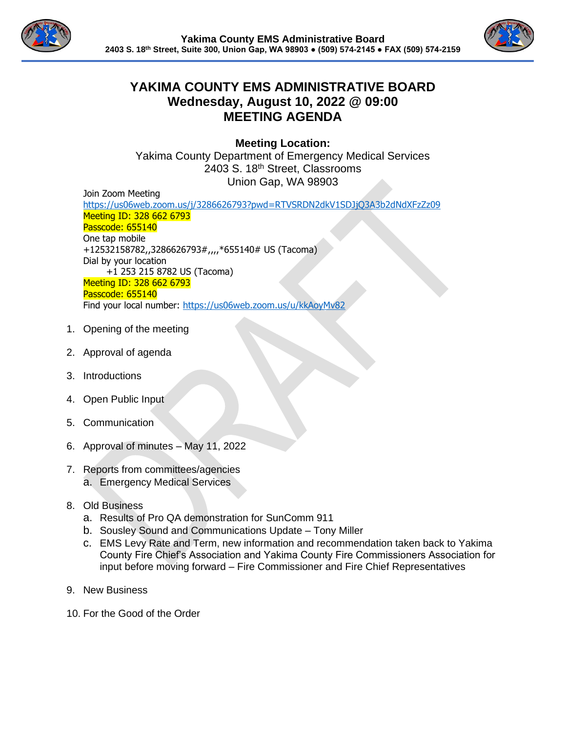# YAKIMA COUNTY EMS ADMINISTRATIVE BOARD
## Wednesday, August 10, 2022 @ 09:00
## MEETING AGENDA

**Yakima County EMS Administrative Board**
**2403 S. 18th Street, Suite 300, Union Gap, WA 98903 ● (509) 574-2145 ● FAX (509) 574-2159**

**Meeting Location:**
Yakima County Department of Emergency Medical Services
2403 S. 18th Street, Classrooms
Union Gap, WA 98903

Join Zoom Meeting
https://us06web.zoom.us/j/3286626793?pwd=RTVSRDN2dkV1SDJjQ3A3b2dNdXFzZz09
Meeting ID: 328 662 6793
Passcode: 655140
One tap mobile
+12532158782,,3286626793#,,,,*655140# US (Tacoma)
Dial by your location
+1 253 215 8782 US (Tacoma)
Meeting ID: 328 662 6793
Passcode: 655140
Find your local number: https://us06web.zoom.us/u/kkAoyMv82

1. Opening of the meeting
2. Approval of agenda
3. Introductions
4. Open Public Input
5. Communication
6. Approval of minutes – May 11, 2022
7. Reports from committees/agencies
   a. Emergency Medical Services
8. Old Business
   a. Results of Pro QA demonstration for SunComm 911
   b. Sousley Sound and Communications Update – Tony Miller
   c. EMS Levy Rate and Term, new information and recommendation taken back to Yakima County Fire Chief's Association and Yakima County Fire Commissioners Association for input before moving forward – Fire Commissioner and Fire Chief Representatives
9. New Business
10. For the Good of the Order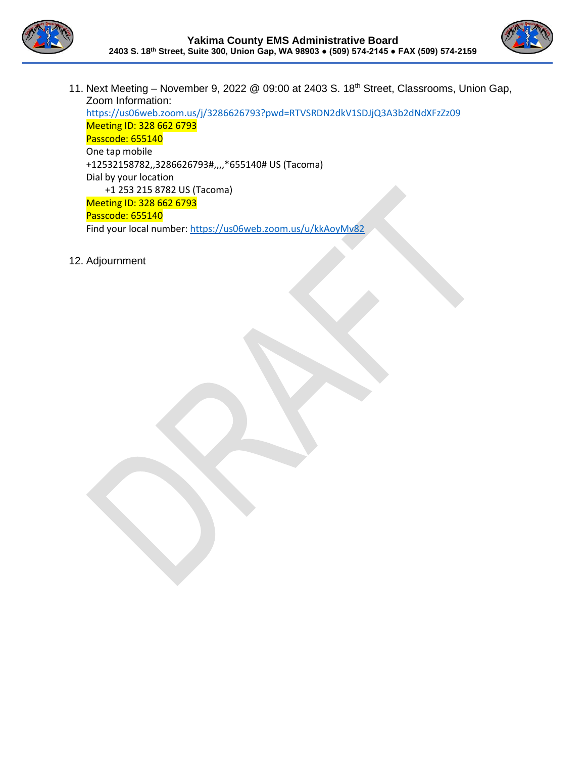11. Next Meeting – November 9, 2022 @ 09:00 at 2403 S. 18th Street, Classrooms, Union Gap, Zoom Information:
    https://us06web.zoom.us/j/3286626793?pwd=RTVSRDN2dkV1SDJjQ3A3b2dNdXFzZz09
    Meeting ID: 328 662 6793
    Passcode: 655140
    One tap mobile
    +12532158782,,3286626793#,,,,*655140# US (Tacoma)
    Dial by your location
    +1 253 215 8782 US (Tacoma)
    Meeting ID: 328 662 6793
    Passcode: 655140
    Find your local number: https://us06web.zoom.us/u/kkAoyMv82

12. Adjournment